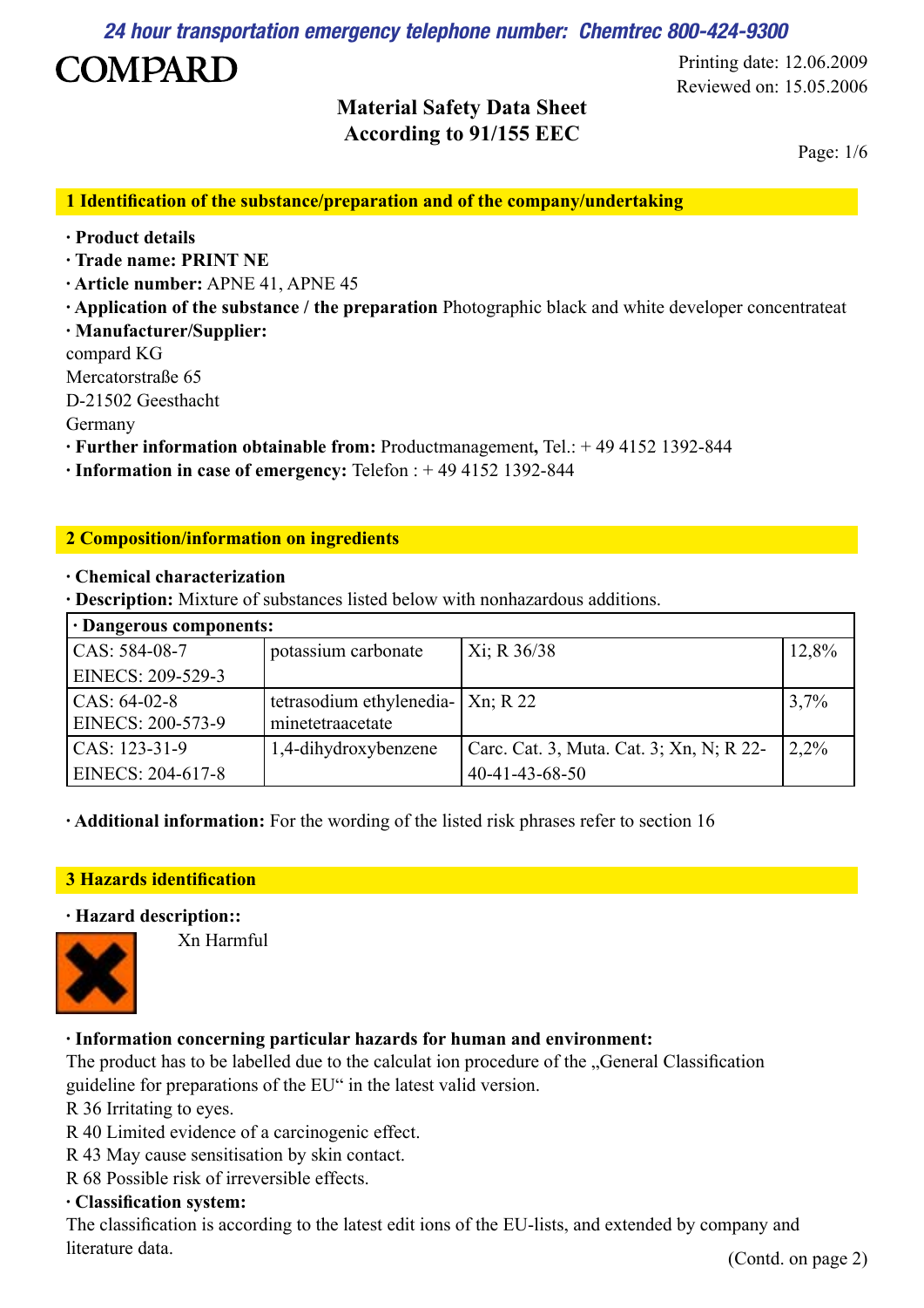*24 hour transportation emergency telephone number: Chemtrec 800-424-9300*

**COMPARD**

Printing date: 12.06.2009
Reviewed on: 15.05.2006

# Material Safety Data Sheet
# According to 91/155 EEC

## 1 Identification of the substance/preparation and of the company/undertaking

· **Product details**
· **Trade name: PRINT NE**
· **Article number:** APNE 41, APNE 45
· **Application of the substance / the preparation** Photographic black and white developer concentrateat
· **Manufacturer/Supplier:**
compard KG
Mercatorstraße 65
D-21502 Geesthacht
Germany
· **Further information obtainable from:** Productmanagement**,** Tel.: + 49 4152 1392-844
· **Information in case of emergency:** Telefon : + 49 4152 1392-844

## 2 Composition/information on ingredients

· **Chemical characterization**
· **Description:** Mixture of substances listed below with nonhazardous additions.

| · Dangerous components: | | | |
|---|---|---|---|
| CAS: 584-08-7<br>EINECS: 209-529-3 | potassium carbonate | Xi; R 36/38 | 12,8% |
| CAS: 64-02-8<br>EINECS: 200-573-9 | tetrasodium ethylenediaminetetraacetate | Xn; R 22 | 3,7% |
| CAS: 123-31-9<br>EINECS: 204-617-8 | 1,4-dihydroxybenzene | Carc. Cat. 3, Muta. Cat. 3; Xn, N; R 22-40-41-43-68-50 | 2,2% |

· **Additional information:** For the wording of the listed risk phrases refer to section 16

## 3 Hazards identification

· **Hazard description::**

Xn Harmful

· **Information concerning particular hazards for human and environment:**
The product has to be labelled due to the calculat ion procedure of the „General Classification guideline for preparations of the EU" in the latest valid version.
R 36 Irritating to eyes.
R 40 Limited evidence of a carcinogenic effect.
R 43 May cause sensitisation by skin contact.
R 68 Possible risk of irreversible effects.
· **Classification system:**
The classification is according to the latest edit ions of the EU-lists, and extended by company and literature data.

(Contd. on page 2)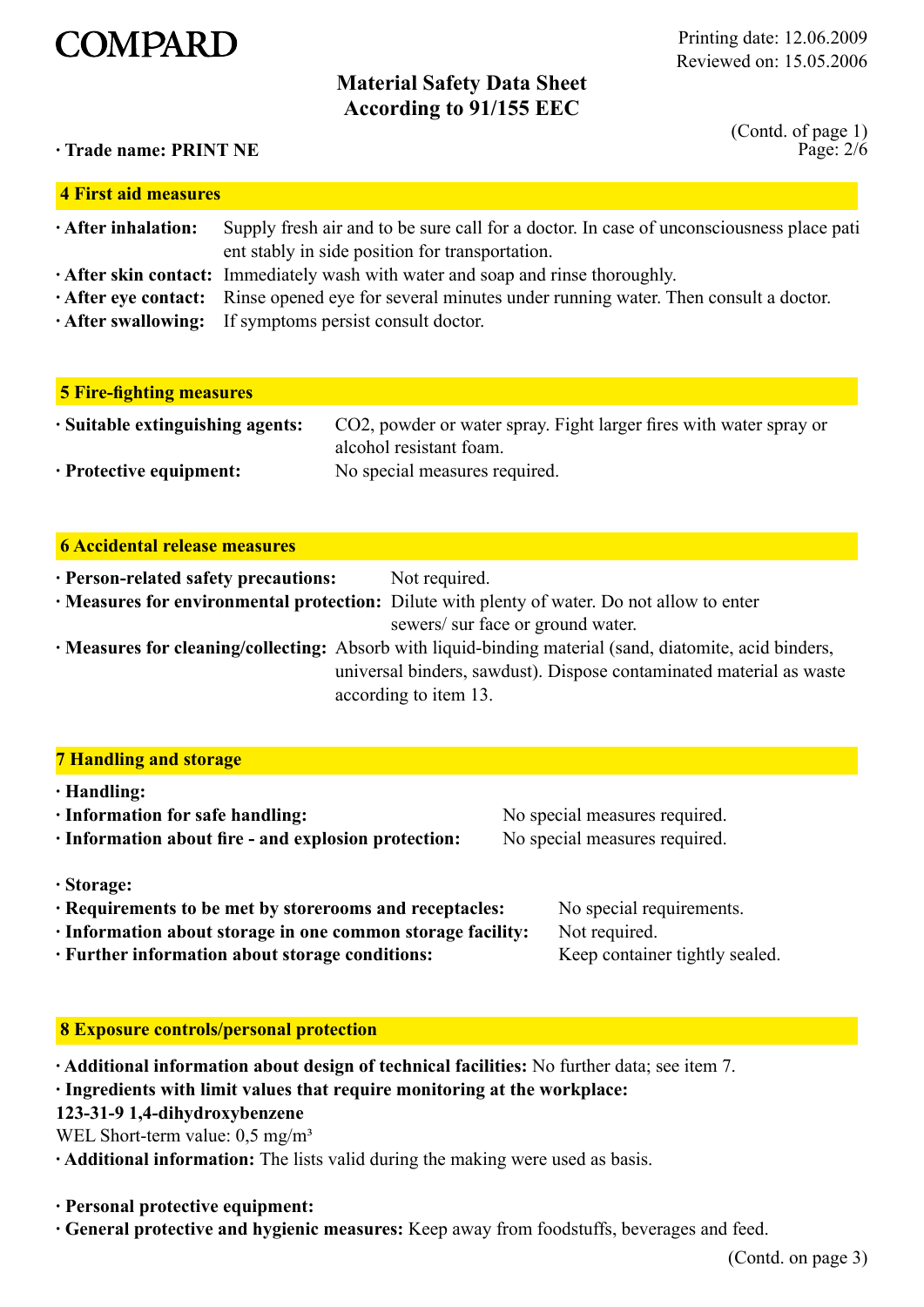COMPARD

Printing date: 12.06.2009
Reviewed on: 15.05.2006

**Material Safety Data Sheet**
**According to 91/155 EEC**

(Contd. of page 1)

**· Trade name: PRINT NE**

## 4 First aid measures

- **After inhalation:** Supply fresh air and to be sure call for a doctor. In case of unconsciousness place patient stably in side position for transportation.
- **After skin contact:** Immediately wash with water and soap and rinse thoroughly.
- **After eye contact:** Rinse opened eye for several minutes under running water. Then consult a doctor.
- **After swallowing:** If symptoms persist consult doctor.

## 5 Fire-fighting measures

- **Suitable extinguishing agents:** $CO_2$, powder or water spray. Fight larger fires with water spray or alcohol resistant foam.
- **Protective equipment:** No special measures required.

## 6 Accidental release measures

- **Person-related safety precautions:** Not required.
- **Measures for environmental protection:** Dilute with plenty of water. Do not allow to enter sewers/ sur face or ground water.
- **Measures for cleaning/collecting:** Absorb with liquid-binding material (sand, diatomite, acid binders, universal binders, sawdust). Dispose contaminated material as waste according to item 13.

## 7 Handling and storage

- **Handling:**
- **Information for safe handling:** No special measures required.
- **Information about fire - and explosion protection:** No special measures required.

- **Storage:**
- **Requirements to be met by storerooms and receptacles:** No special requirements.
- **Information about storage in one common storage facility:** Not required.
- **Further information about storage conditions:** Keep container tightly sealed.

## 8 Exposure controls/personal protection

- **Additional information about design of technical facilities:** No further data; see item 7.
- **Ingredients with limit values that require monitoring at the workplace:**

**123-31-9 1,4-dihydroxybenzene**

WEL Short-term value: 0,5 mg/m³

- **Additional information:** The lists valid during the making were used as basis.

- **Personal protective equipment:**
- **General protective and hygienic measures:** Keep away from foodstuffs, beverages and feed.

(Contd. on page 3)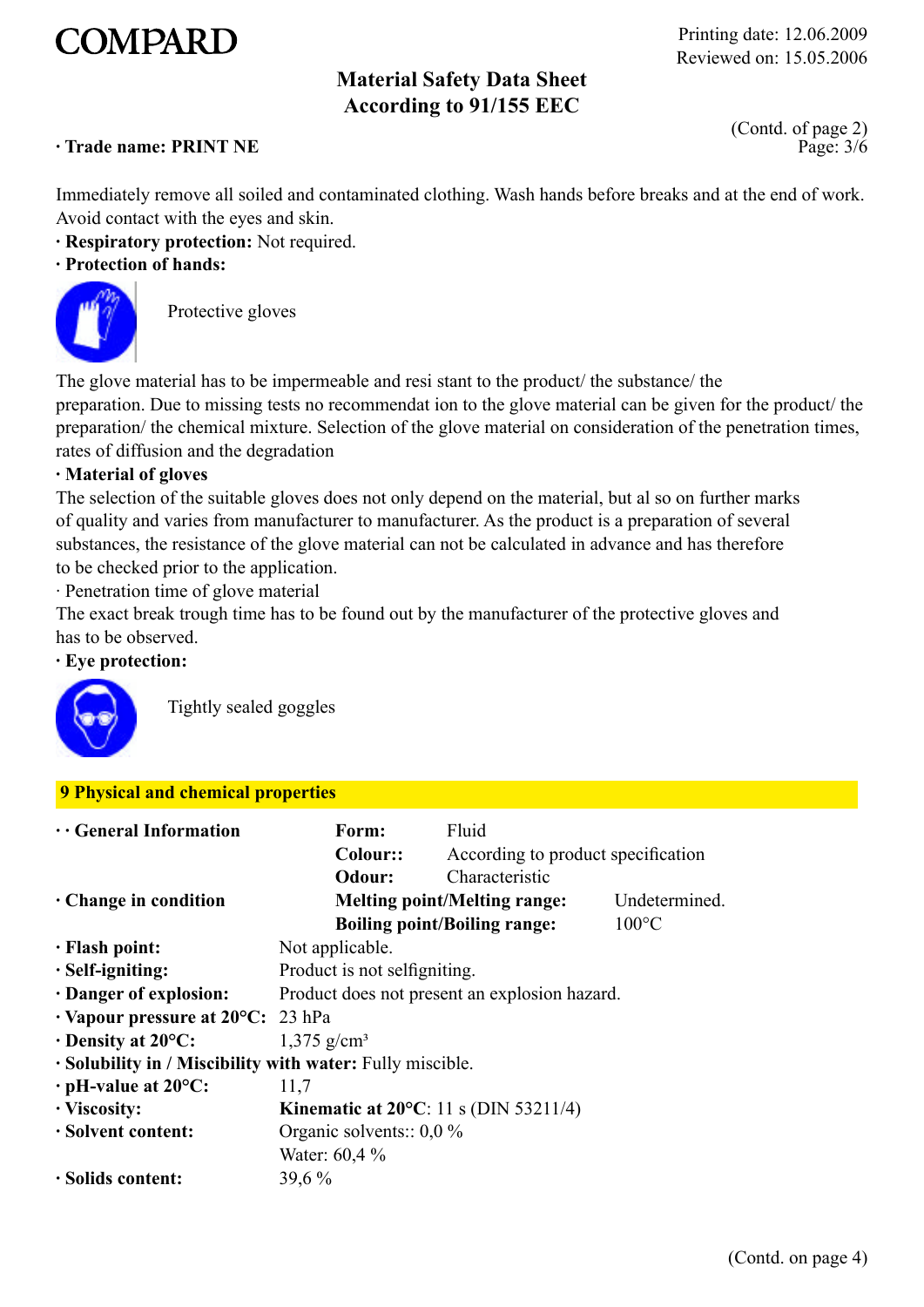Immediately remove all soiled and contaminated clothing. Wash hands before breaks and at the end of work. Avoid contact with the eyes and skin.

· **Respiratory protection:** Not required.

· **Protection of hands:**

Protective gloves

The glove material has to be impermeable and resi stant to the product/ the substance/ the preparation. Due to missing tests no recommendat ion to the glove material can be given for the product/ the preparation/ the chemical mixture. Selection of the glove material on consideration of the penetration times, rates of diffusion and the degradation

· **Material of gloves**

The selection of the suitable gloves does not only depend on the material, but al so on further marks of quality and varies from manufacturer to manufacturer. As the product is a preparation of several substances, the resistance of the glove material can not be calculated in advance and has therefore to be checked prior to the application.

· Penetration time of glove material

The exact break trough time has to be found out by the manufacturer of the protective gloves and has to be observed.

· **Eye protection:**

Tightly sealed goggles

## 9 Physical and chemical properties

| | | |
|---|---|---|
| **· · General Information** | **Form:** | Fluid |
| | **Colour::** | According to product specification |
| | **Odour:** | Characteristic |
| **· Change in condition** | **Melting point/Melting range:** | Undetermined. |
| | **Boiling point/Boiling range:** | 100°C |

· **Flash point:** Not applicable.

· **Self-igniting:** Product is not selfigniting.

· **Danger of explosion:** Product does not present an explosion hazard.

· **Vapour pressure at 20°C:** 23 hPa

· **Density at 20°C:** 1,375 g/cm³

· **Solubility in / Miscibility with water:** Fully miscible.

· **pH-value at 20°C:** 11,7

· **Viscosity:** **Kinematic at 20°C**: 11 s (DIN 53211/4)

· **Solvent content:** Organic solvents:: 0,0 %

Water: 60,4 %

· **Solids content:** 39,6 %

(Contd. on page 4)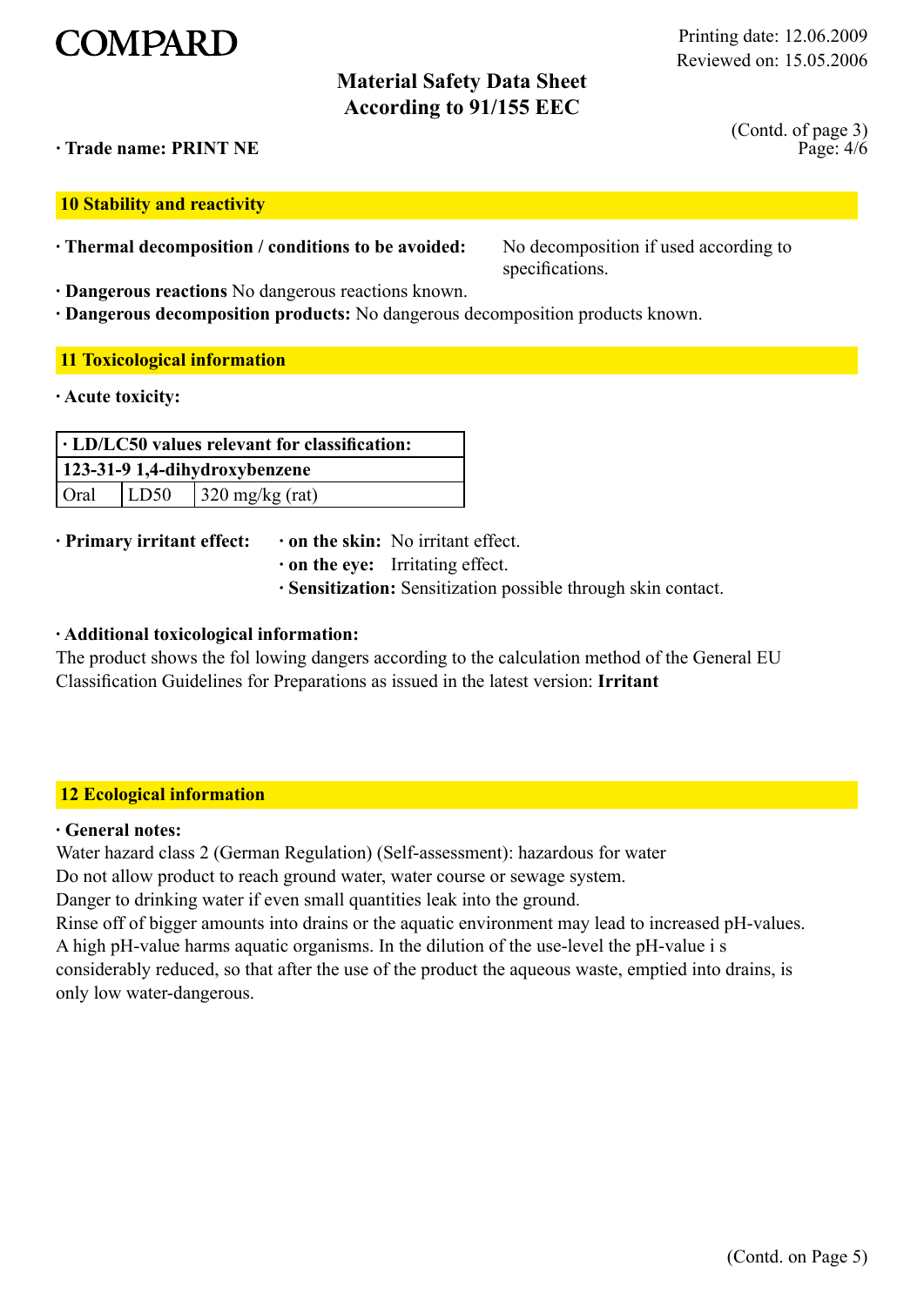· **Trade name: PRINT NE**

(Contd. of page 3)

## 10 Stability and reactivity

· **Thermal decomposition / conditions to be avoided:** No decomposition if used according to specifications.

· **Dangerous reactions** No dangerous reactions known.

· **Dangerous decomposition products:** No dangerous decomposition products known.

## 11 Toxicological information

· **Acute toxicity:**

| · LD/LC50 values relevant for classification: | | |
|---|---|---|
| **123-31-9 1,4-dihydroxybenzene** | | |
| Oral | LD50 | 320 mg/kg (rat) |

· **Primary irritant effect:**
- · **on the skin:** No irritant effect.
- · **on the eye:** Irritating effect.
- · **Sensitization:** Sensitization possible through skin contact.

· **Additional toxicological information:**
The product shows the fol lowing dangers according to the calculation method of the General EU Classification Guidelines for Preparations as issued in the latest version: **Irritant**

## 12 Ecological information

· **General notes:**
Water hazard class 2 (German Regulation) (Self-assessment): hazardous for water
Do not allow product to reach ground water, water course or sewage system.
Danger to drinking water if even small quantities leak into the ground.
Rinse off of bigger amounts into drains or the aquatic environment may lead to increased pH-values. A high pH-value harms aquatic organisms. In the dilution of the use-level the pH-value i s considerably reduced, so that after the use of the product the aqueous waste, emptied into drains, is only low water-dangerous.

(Contd. on Page 5)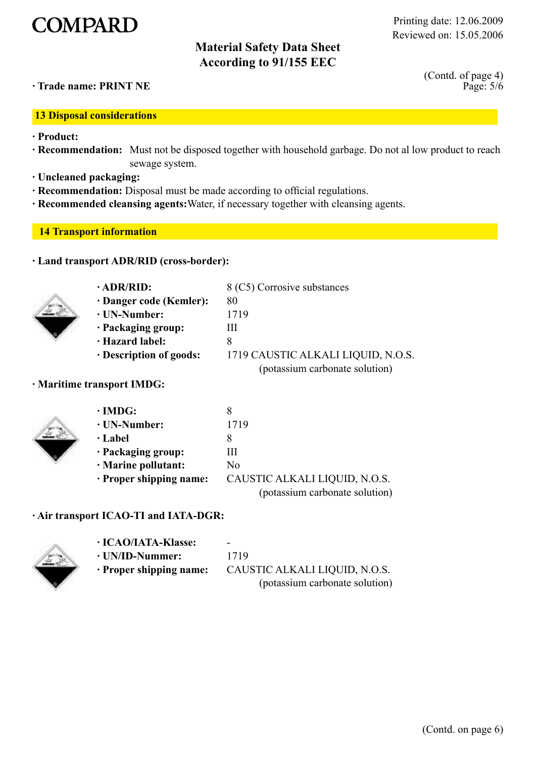· **Trade name: PRINT NE**

(Contd. of page 4)

## 13 Disposal considerations

· **Product:**
· **Recommendation:** Must not be disposed together with household garbage. Do not al low product to reach sewage system.
· **Uncleaned packaging:**
· **Recommendation:** Disposal must be made according to official regulations.
· **Recommended cleansing agents:** Water, if necessary together with cleansing agents.

## 14 Transport information

· **Land transport ADR/RID (cross-border):**

· **ADR/RID:** 8 (C5) Corrosive substances
· **Danger code (Kemler):** 80
· **UN-Number:** 1719
· **Packaging group:** III
· **Hazard label:** 8
· **Description of goods:** 1719 CAUSTIC ALKALI LIQUID, N.O.S. (potassium carbonate solution)

· **Maritime transport IMDG:**

· **IMDG:** 8
· **UN-Number:** 1719
· **Label** 8
· **Packaging group:** III
· **Marine pollutant:** No
· **Proper shipping name:** CAUSTIC ALKALI LIQUID, N.O.S. (potassium carbonate solution)

· **Air transport ICAO-TI and IATA-DGR:**

· **ICAO/IATA-Klasse:** -
· **UN/ID-Nummer:** 1719
· **Proper shipping name:** CAUSTIC ALKALI LIQUID, N.O.S. (potassium carbonate solution)

(Contd. on page 6)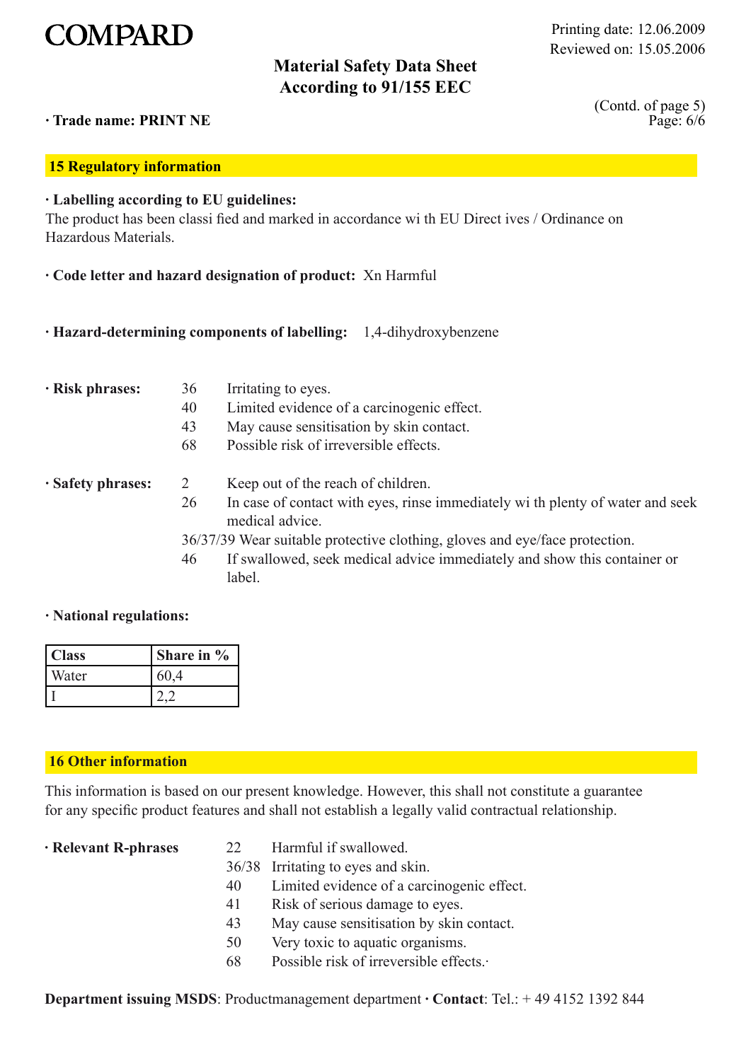**Material Safety Data Sheet**
**According to 91/155 EEC**

· **Trade name: PRINT NE**

(Contd. of page 5)

## 15 Regulatory information

· **Labelling according to EU guidelines:**
The product has been classi fied and marked in accordance wi th EU Direct ives / Ordinance on Hazardous Materials.

· **Code letter and hazard designation of product:** Xn Harmful

· **Hazard-determining components of labelling:** 1,4-dihydroxybenzene

· **Risk phrases:**

- 36 Irritating to eyes.
- 40 Limited evidence of a carcinogenic effect.
- 43 May cause sensitisation by skin contact.
- 68 Possible risk of irreversible effects.

· **Safety phrases:**

- 2 Keep out of the reach of children.
- 26 In case of contact with eyes, rinse immediately wi th plenty of water and seek medical advice.
- 36/37/39 Wear suitable protective clothing, gloves and eye/face protection.
- 46 If swallowed, seek medical advice immediately and show this container or label.

· **National regulations:**

| Class | Share in % |
|---|---|
| Water | 60,4 |
| I | 2,2 |

## 16 Other information

This information is based on our present knowledge. However, this shall not constitute a guarantee for any specific product features and shall not establish a legally valid contractual relationship.

· **Relevant R-phrases**

- 22 Harmful if swallowed.
- 36/38 Irritating to eyes and skin.
- 40 Limited evidence of a carcinogenic effect.
- 41 Risk of serious damage to eyes.
- 43 May cause sensitisation by skin contact.
- 50 Very toxic to aquatic organisms.
- 68 Possible risk of irreversible effects.·

**Department issuing MSDS**: Productmanagement department · **Contact**: Tel.: + 49 4152 1392 844